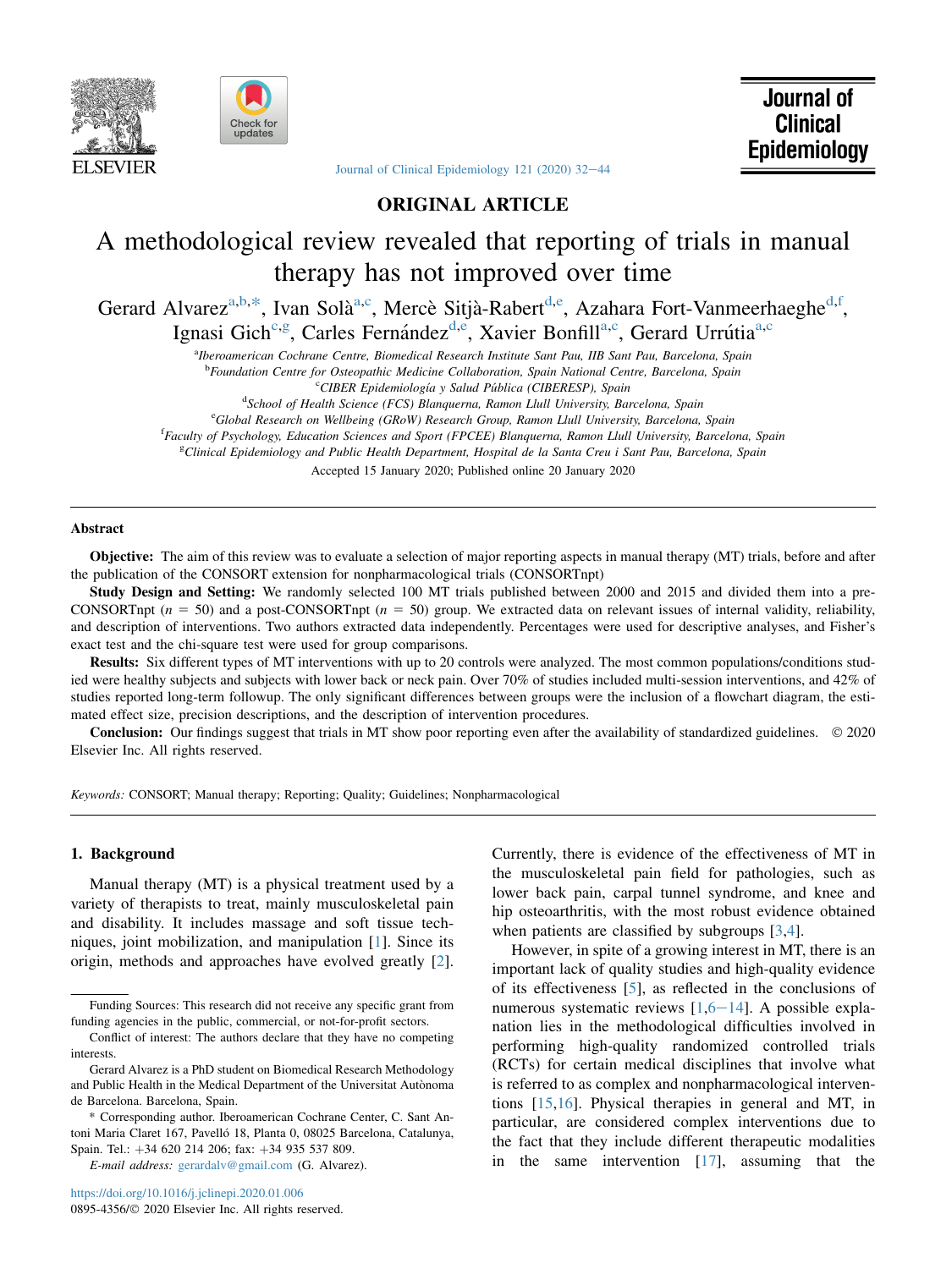ORIGINAL ARTICLE

# A methodological review revealed that reporting of trials in manual therapy has not improved over time

Gerard Alvarez[a,b,*], Ivan Solà[a,c], Mercè Sitjà-Rabert[d,e], Azahara Fort-Vanmeerhaeghe[d,f], Ignasi Gich[c,g], Carles Fernández[d,e], Xavier Bonfill[a,c], Gerard Urrútia[a,c]

[a]Iberoamerican Cochrane Centre, Biomedical Research Institute Sant Pau, IIB Sant Pau, Barcelona, Spain

[b]Foundation Centre for Osteopathic Medicine Collaboration, Spain National Centre, Barcelona, Spain

[c]CIBER Epidemiología y Salud Pública (CIBERESP), Spain

[d]School of Health Science (FCS) Blanquerna, Ramon Llull University, Barcelona, Spain

[e]Global Research on Wellbeing (GRoW) Research Group, Ramon Llull University, Barcelona, Spain

[f]Faculty of Psychology, Education Sciences and Sport (FPCEE) Blanquerna, Ramon Llull University, Barcelona, Spain

[g]Clinical Epidemiology and Public Health Department, Hospital de la Santa Creu i Sant Pau, Barcelona, Spain

Accepted 15 January 2020; Published online 20 January 2020

## Abstract

**Objective:** The aim of this review was to evaluate a selection of major reporting aspects in manual therapy (MT) trials, before and after the publication of the CONSORT extension for nonpharmacological trials (CONSORTnpt)

**Study Design and Setting:** We randomly selected 100 MT trials published between 2000 and 2015 and divided them into a pre-CONSORTnpt ($n = 50$) and a post-CONSORTnpt ($n = 50$) group. We extracted data on relevant issues of internal validity, reliability, and description of interventions. Two authors extracted data independently. Percentages were used for descriptive analyses, and Fisher's exact test and the chi-square test were used for group comparisons.

**Results:** Six different types of MT interventions with up to 20 controls were analyzed. The most common populations/conditions studied were healthy subjects and subjects with lower back or neck pain. Over 70% of studies included multi-session interventions, and 42% of studies reported long-term followup. The only significant differences between groups were the inclusion of a flowchart diagram, the estimated effect size, precision descriptions, and the description of intervention procedures.

**Conclusion:** Our findings suggest that trials in MT show poor reporting even after the availability of standardized guidelines. © 2020 Elsevier Inc. All rights reserved.

*Keywords:* CONSORT; Manual therapy; Reporting; Quality; Guidelines; Nonpharmacological

## 1. Background

Manual therapy (MT) is a physical treatment used by a variety of therapists to treat, mainly musculoskeletal pain and disability. It includes massage and soft tissue techniques, joint mobilization, and manipulation [1]. Since its origin, methods and approaches have evolved greatly [2]. Currently, there is evidence of the effectiveness of MT in the musculoskeletal pain field for pathologies, such as lower back pain, carpal tunnel syndrome, and knee and hip osteoarthritis, with the most robust evidence obtained when patients are classified by subgroups [3,4].

However, in spite of a growing interest in MT, there is an important lack of quality studies and high-quality evidence of its effectiveness [5], as reflected in the conclusions of numerous systematic reviews [1,6−14]. A possible explanation lies in the methodological difficulties involved in performing high-quality randomized controlled trials (RCTs) for certain medical disciplines that involve what is referred to as complex and nonpharmacological interventions [15,16]. Physical therapies in general and MT, in particular, are considered complex interventions due to the fact that they include different therapeutic modalities in the same intervention [17], assuming that the

---

Funding Sources: This research did not receive any specific grant from funding agencies in the public, commercial, or not-for-profit sectors.

Conflict of interest: The authors declare that they have no competing interests.

Gerard Alvarez is a PhD student on Biomedical Research Methodology and Public Health in the Medical Department of the Universitat Autònoma de Barcelona. Barcelona, Spain.

* Corresponding author. Iberoamerican Cochrane Center, C. Sant Antoni Maria Claret 167, Pavelló 18, Planta 0, 08025 Barcelona, Catalunya, Spain. Tel.: +34 620 214 206; fax: +34 935 537 809.

*E-mail address:* gerardalv@gmail.com (G. Alvarez).

https://doi.org/10.1016/j.jclinepi.2020.01.006

0895-4356/© 2020 Elsevier Inc. All rights reserved.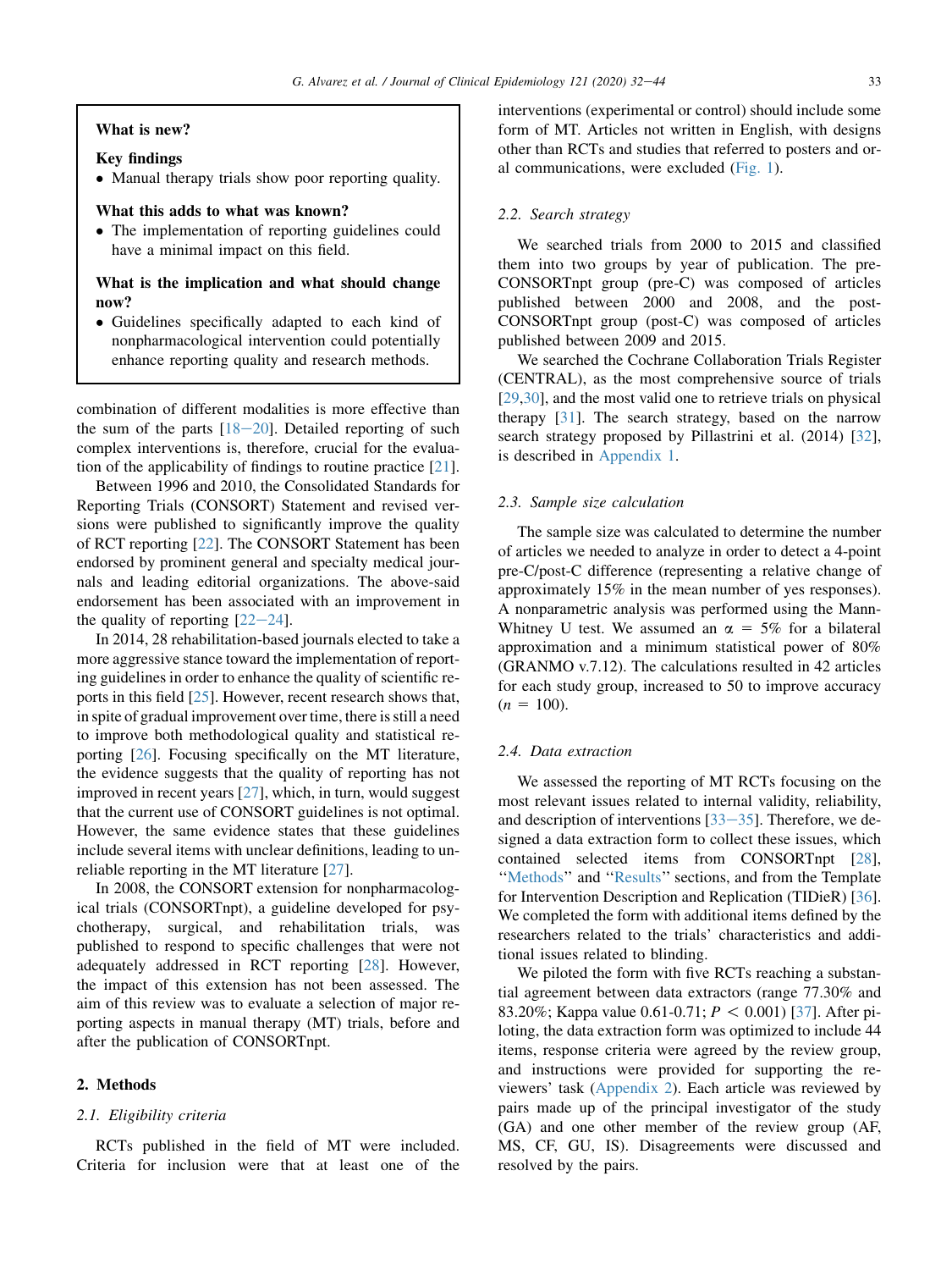**What is new?**

**Key findings**

- Manual therapy trials show poor reporting quality.

**What this adds to what was known?**

- The implementation of reporting guidelines could have a minimal impact on this field.

**What is the implication and what should change now?**

- Guidelines specifically adapted to each kind of nonpharmacological intervention could potentially enhance reporting quality and research methods.

combination of different modalities is more effective than the sum of the parts [18–20]. Detailed reporting of such complex interventions is, therefore, crucial for the evaluation of the applicability of findings to routine practice [21].

Between 1996 and 2010, the Consolidated Standards for Reporting Trials (CONSORT) Statement and revised versions were published to significantly improve the quality of RCT reporting [22]. The CONSORT Statement has been endorsed by prominent general and specialty medical journals and leading editorial organizations. The above-said endorsement has been associated with an improvement in the quality of reporting [22–24].

In 2014, 28 rehabilitation-based journals elected to take a more aggressive stance toward the implementation of reporting guidelines in order to enhance the quality of scientific reports in this field [25]. However, recent research shows that, in spite of gradual improvement over time, there is still a need to improve both methodological quality and statistical reporting [26]. Focusing specifically on the MT literature, the evidence suggests that the quality of reporting has not improved in recent years [27], which, in turn, would suggest that the current use of CONSORT guidelines is not optimal. However, the same evidence states that these guidelines include several items with unclear definitions, leading to unreliable reporting in the MT literature [27].

In 2008, the CONSORT extension for nonpharmacological trials (CONSORTnpt), a guideline developed for psychotherapy, surgical, and rehabilitation trials, was published to respond to specific challenges that were not adequately addressed in RCT reporting [28]. However, the impact of this extension has not been assessed. The aim of this review was to evaluate a selection of major reporting aspects in manual therapy (MT) trials, before and after the publication of CONSORTnpt.

## 2. Methods

### 2.1. Eligibility criteria

RCTs published in the field of MT were included. Criteria for inclusion were that at least one of the interventions (experimental or control) should include some form of MT. Articles not written in English, with designs other than RCTs and studies that referred to posters and oral communications, were excluded (Fig. 1).

### 2.2. Search strategy

We searched trials from 2000 to 2015 and classified them into two groups by year of publication. The pre-CONSORTnpt group (pre-C) was composed of articles published between 2000 and 2008, and the post-CONSORTnpt group (post-C) was composed of articles published between 2009 and 2015.

We searched the Cochrane Collaboration Trials Register (CENTRAL), as the most comprehensive source of trials [29,30], and the most valid one to retrieve trials on physical therapy [31]. The search strategy, based on the narrow search strategy proposed by Pillastrini et al. (2014) [32], is described in Appendix 1.

### 2.3. Sample size calculation

The sample size was calculated to determine the number of articles we needed to analyze in order to detect a 4-point pre-C/post-C difference (representing a relative change of approximately 15% in the mean number of yes responses). A nonparametric analysis was performed using the Mann-Whitney U test. We assumed an $\alpha = 5\%$ for a bilateral approximation and a minimum statistical power of 80% (GRANMO v.7.12). The calculations resulted in 42 articles for each study group, increased to 50 to improve accuracy ($n = 100$).

### 2.4. Data extraction

We assessed the reporting of MT RCTs focusing on the most relevant issues related to internal validity, reliability, and description of interventions [33–35]. Therefore, we designed a data extraction form to collect these issues, which contained selected items from CONSORTnpt [28], "Methods" and "Results" sections, and from the Template for Intervention Description and Replication (TIDieR) [36]. We completed the form with additional items defined by the researchers related to the trials' characteristics and additional issues related to blinding.

We piloted the form with five RCTs reaching a substantial agreement between data extractors (range 77.30% and 83.20%; Kappa value 0.61-0.71; $P < 0.001$) [37]. After piloting, the data extraction form was optimized to include 44 items, response criteria were agreed by the review group, and instructions were provided for supporting the reviewers' task (Appendix 2). Each article was reviewed by pairs made up of the principal investigator of the study (GA) and one other member of the review group (AF, MS, CF, GU, IS). Disagreements were discussed and resolved by the pairs.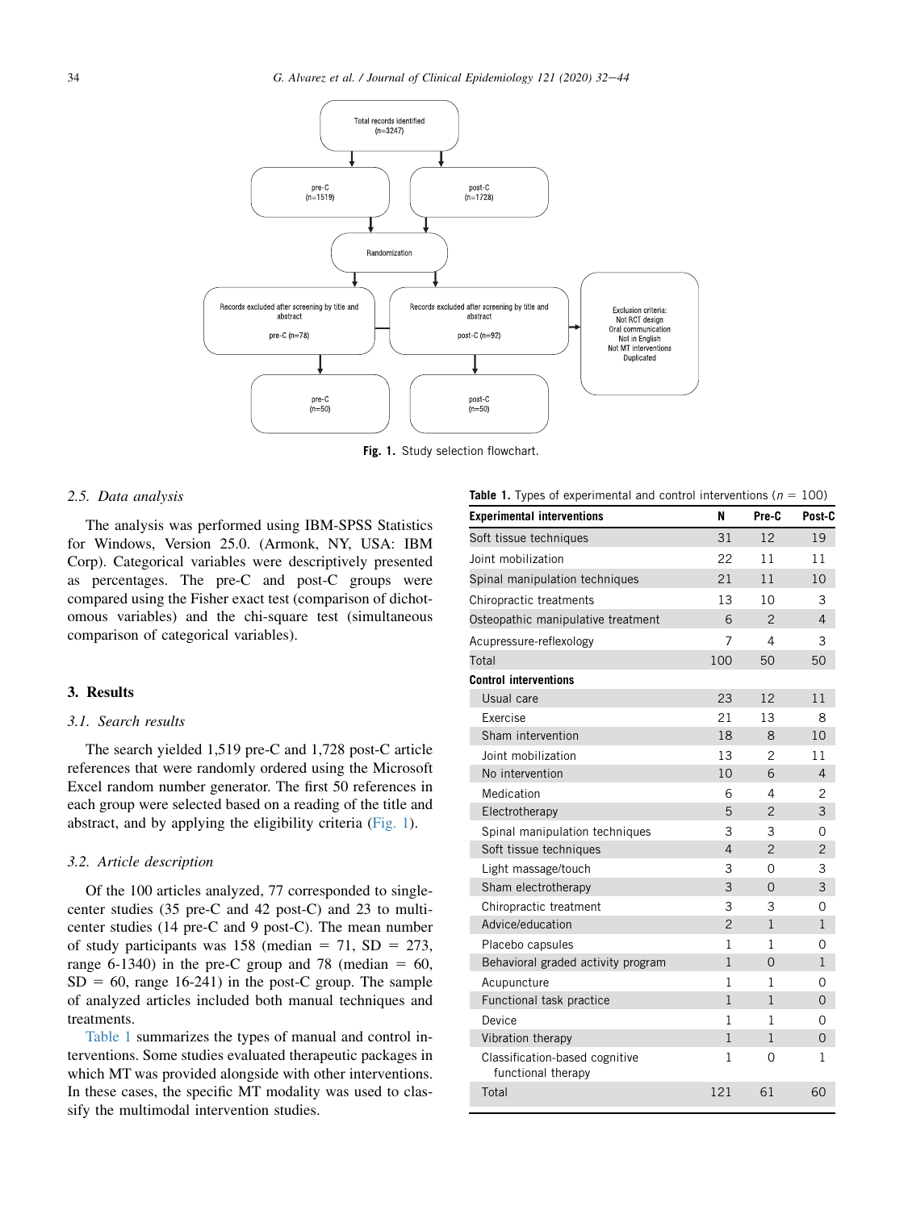Total records identified (n=3247)

pre-C (n=1519)

post-C (n=1728)

Randomization

Records excluded after screening by title and abstract

pre-C (n=78)

Records excluded after screening by title and abstract

post-C (n=92)

Exclusion criteria:
Not RCT design
Oral communication
Not in English
Not MT interventions
Duplicated

pre-C (n=50)

post-C (n=50)

**Fig. 1.** Study selection flowchart.

### 2.5. Data analysis

The analysis was performed using IBM-SPSS Statistics for Windows, Version 25.0. (Armonk, NY, USA: IBM Corp). Categorical variables were descriptively presented as percentages. The pre-C and post-C groups were compared using the Fisher exact test (comparison of dichotomous variables) and the chi-square test (simultaneous comparison of categorical variables).

## 3. Results

### 3.1. Search results

The search yielded 1,519 pre-C and 1,728 post-C article references that were randomly ordered using the Microsoft Excel random number generator. The first 50 references in each group were selected based on a reading of the title and abstract, and by applying the eligibility criteria (Fig. 1).

### 3.2. Article description

Of the 100 articles analyzed, 77 corresponded to single-center studies (35 pre-C and 42 post-C) and 23 to multicenter studies (14 pre-C and 9 post-C). The mean number of study participants was 158 (median = 71, SD = 273, range 6-1340) in the pre-C group and 78 (median = 60, SD = 60, range 16-241) in the post-C group. The sample of analyzed articles included both manual techniques and treatments.

Table 1 summarizes the types of manual and control interventions. Some studies evaluated therapeutic packages in which MT was provided alongside with other interventions. In these cases, the specific MT modality was used to classify the multimodal intervention studies.

**Table 1.** Types of experimental and control interventions ($n$ = 100)

| **Experimental interventions** | **N** | **Pre-C** | **Post-C** |
|---|---|---|---|
| Soft tissue techniques | 31 | 12 | 19 |
| Joint mobilization | 22 | 11 | 11 |
| Spinal manipulation techniques | 21 | 11 | 10 |
| Chiropractic treatments | 13 | 10 | 3 |
| Osteopathic manipulative treatment | 6 | 2 | 4 |
| Acupressure-reflexology | 7 | 4 | 3 |
| Total | 100 | 50 | 50 |
| **Control interventions** | | | |
| Usual care | 23 | 12 | 11 |
| Exercise | 21 | 13 | 8 |
| Sham intervention | 18 | 8 | 10 |
| Joint mobilization | 13 | 2 | 11 |
| No intervention | 10 | 6 | 4 |
| Medication | 6 | 4 | 2 |
| Electrotherapy | 5 | 2 | 3 |
| Spinal manipulation techniques | 3 | 3 | 0 |
| Soft tissue techniques | 4 | 2 | 2 |
| Light massage/touch | 3 | 0 | 3 |
| Sham electrotherapy | 3 | 0 | 3 |
| Chiropractic treatment | 3 | 3 | 0 |
| Advice/education | 2 | 1 | 1 |
| Placebo capsules | 1 | 1 | 0 |
| Behavioral graded activity program | 1 | 0 | 1 |
| Acupuncture | 1 | 1 | 0 |
| Functional task practice | 1 | 1 | 0 |
| Device | 1 | 1 | 0 |
| Vibration therapy | 1 | 1 | 0 |
| Classification-based cognitive functional therapy | 1 | 0 | 1 |
| Total | 121 | 61 | 60 |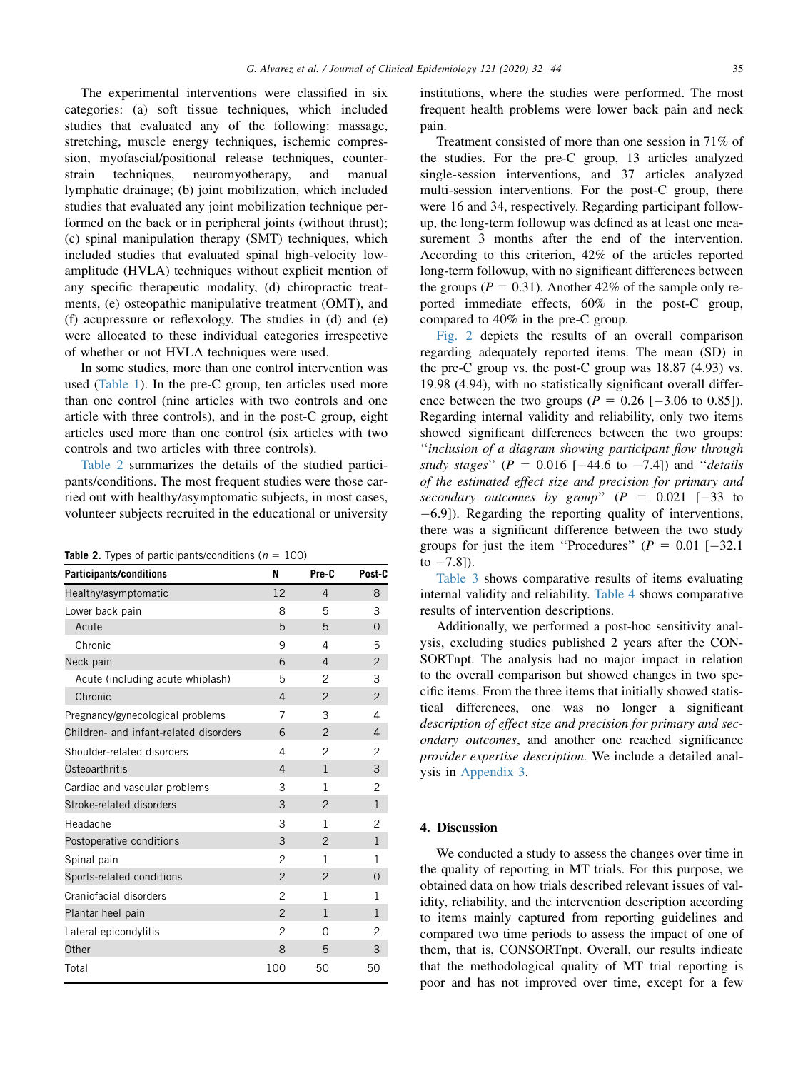The experimental interventions were classified in six categories: (a) soft tissue techniques, which included studies that evaluated any of the following: massage, stretching, muscle energy techniques, ischemic compression, myofascial/positional release techniques, counterstrain techniques, neuromyotherapy, and manual lymphatic drainage; (b) joint mobilization, which included studies that evaluated any joint mobilization technique performed on the back or in peripheral joints (without thrust); (c) spinal manipulation therapy (SMT) techniques, which included studies that evaluated spinal high-velocity low-amplitude (HVLA) techniques without explicit mention of any specific therapeutic modality, (d) chiropractic treatments, (e) osteopathic manipulative treatment (OMT), and (f) acupressure or reflexology. The studies in (d) and (e) were allocated to these individual categories irrespective of whether or not HVLA techniques were used.

In some studies, more than one control intervention was used (Table 1). In the pre-C group, ten articles used more than one control (nine articles with two controls and one article with three controls), and in the post-C group, eight articles used more than one control (six articles with two controls and two articles with three controls).

Table 2 summarizes the details of the studied participants/conditions. The most frequent studies were those carried out with healthy/asymptomatic subjects, in most cases, volunteer subjects recruited in the educational or university institutions, where the studies were performed. The most frequent health problems were lower back pain and neck pain.

**Table 2.** Types of participants/conditions ($n = 100$)

| Participants/conditions | N | Pre-C | Post-C |
|---|---|---|---|
| Healthy/asymptomatic | 12 | 4 | 8 |
| Lower back pain | 8 | 5 | 3 |
| Acute | 5 | 5 | 0 |
| Chronic | 9 | 4 | 5 |
| Neck pain | 6 | 4 | 2 |
| Acute (including acute whiplash) | 5 | 2 | 3 |
| Chronic | 4 | 2 | 2 |
| Pregnancy/gynecological problems | 7 | 3 | 4 |
| Children- and infant-related disorders | 6 | 2 | 4 |
| Shoulder-related disorders | 4 | 2 | 2 |
| Osteoarthritis | 4 | 1 | 3 |
| Cardiac and vascular problems | 3 | 1 | 2 |
| Stroke-related disorders | 3 | 2 | 1 |
| Headache | 3 | 1 | 2 |
| Postoperative conditions | 3 | 2 | 1 |
| Spinal pain | 2 | 1 | 1 |
| Sports-related conditions | 2 | 2 | 0 |
| Craniofacial disorders | 2 | 1 | 1 |
| Plantar heel pain | 2 | 1 | 1 |
| Lateral epicondylitis | 2 | 0 | 2 |
| Other | 8 | 5 | 3 |
| Total | 100 | 50 | 50 |

Treatment consisted of more than one session in 71% of the studies. For the pre-C group, 13 articles analyzed single-session interventions, and 37 articles analyzed multi-session interventions. For the post-C group, there were 16 and 34, respectively. Regarding participant follow-up, the long-term followup was defined as at least one measurement 3 months after the end of the intervention. According to this criterion, 42% of the articles reported long-term followup, with no significant differences between the groups ($P = 0.31$). Another 42% of the sample only reported immediate effects, 60% in the post-C group, compared to 40% in the pre-C group.

Fig. 2 depicts the results of an overall comparison regarding adequately reported items. The mean (SD) in the pre-C group vs. the post-C group was 18.87 (4.93) vs. 19.98 (4.94), with no statistically significant overall difference between the two groups ($P = 0.26$ [−3.06 to 0.85]). Regarding internal validity and reliability, only two items showed significant differences between the two groups: "*inclusion of a diagram showing participant flow through study stages*" ($P = 0.016$ [−44.6 to −7.4]) and "*details of the estimated effect size and precision for primary and secondary outcomes by group*" ($P = 0.021$ [−33 to −6.9]). Regarding the reporting quality of interventions, there was a significant difference between the two study groups for just the item "Procedures" ($P = 0.01$ [−32.1 to −7.8]).

Table 3 shows comparative results of items evaluating internal validity and reliability. Table 4 shows comparative results of intervention descriptions.

Additionally, we performed a post-hoc sensitivity analysis, excluding studies published 2 years after the CONSORTnpt. The analysis had no major impact in relation to the overall comparison but showed changes in two specific items. From the three items that initially showed statistical differences, one was no longer a significant *description of effect size and precision for primary and secondary outcomes*, and another one reached significance *provider expertise description.* We include a detailed analysis in Appendix 3.

## 4. Discussion

We conducted a study to assess the changes over time in the quality of reporting in MT trials. For this purpose, we obtained data on how trials described relevant issues of validity, reliability, and the intervention description according to items mainly captured from reporting guidelines and compared two time periods to assess the impact of one of them, that is, CONSORTnpt. Overall, our results indicate that the methodological quality of MT trial reporting is poor and has not improved over time, except for a few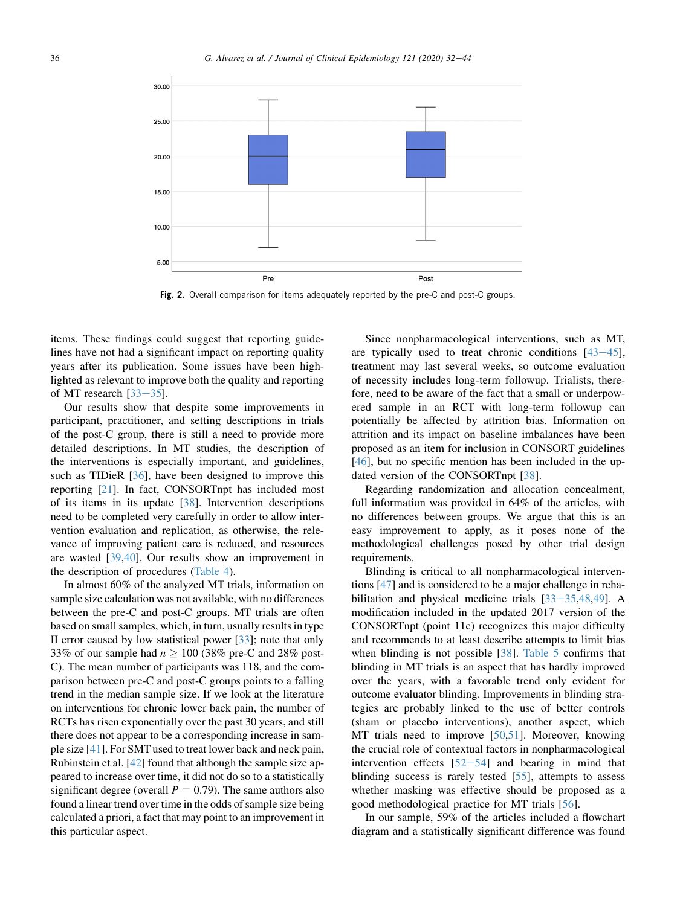Fig. 2. Overall comparison for items adequately reported by the pre-C and post-C groups.

items. These findings could suggest that reporting guidelines have not had a significant impact on reporting quality years after its publication. Some issues have been highlighted as relevant to improve both the quality and reporting of MT research [33–35].

Our results show that despite some improvements in participant, practitioner, and setting descriptions in trials of the post-C group, there is still a need to provide more detailed descriptions. In MT studies, the description of the interventions is especially important, and guidelines, such as TIDieR [36], have been designed to improve this reporting [21]. In fact, CONSORTnpt has included most of its items in its update [38]. Intervention descriptions need to be completed very carefully in order to allow intervention evaluation and replication, as otherwise, the relevance of improving patient care is reduced, and resources are wasted [39,40]. Our results show an improvement in the description of procedures (Table 4).

In almost 60% of the analyzed MT trials, information on sample size calculation was not available, with no differences between the pre-C and post-C groups. MT trials are often based on small samples, which, in turn, usually results in type II error caused by low statistical power [33]; note that only 33% of our sample had $n \geq 100$ (38% pre-C and 28% post-C). The mean number of participants was 118, and the comparison between pre-C and post-C groups points to a falling trend in the median sample size. If we look at the literature on interventions for chronic lower back pain, the number of RCTs has risen exponentially over the past 30 years, and still there does not appear to be a corresponding increase in sample size [41]. For SMT used to treat lower back and neck pain, Rubinstein et al. [42] found that although the sample size appeared to increase over time, it did not do so to a statistically significant degree (overall $P = 0.79$). The same authors also found a linear trend over time in the odds of sample size being calculated a priori, a fact that may point to an improvement in this particular aspect.

Since nonpharmacological interventions, such as MT, are typically used to treat chronic conditions [43–45], treatment may last several weeks, so outcome evaluation of necessity includes long-term followup. Trialists, therefore, need to be aware of the fact that a small or underpowered sample in an RCT with long-term followup can potentially be affected by attrition bias. Information on attrition and its impact on baseline imbalances have been proposed as an item for inclusion in CONSORT guidelines [46], but no specific mention has been included in the updated version of the CONSORTnpt [38].

Regarding randomization and allocation concealment, full information was provided in 64% of the articles, with no differences between groups. We argue that this is an easy improvement to apply, as it poses none of the methodological challenges posed by other trial design requirements.

Blinding is critical to all nonpharmacological interventions [47] and is considered to be a major challenge in rehabilitation and physical medicine trials [33–35,48,49]. A modification included in the updated 2017 version of the CONSORTnpt (point 11c) recognizes this major difficulty and recommends to at least describe attempts to limit bias when blinding is not possible [38]. Table 5 confirms that blinding in MT trials is an aspect that has hardly improved over the years, with a favorable trend only evident for outcome evaluator blinding. Improvements in blinding strategies are probably linked to the use of better controls (sham or placebo interventions), another aspect, which MT trials need to improve [50,51]. Moreover, knowing the crucial role of contextual factors in nonpharmacological intervention effects [52–54] and bearing in mind that blinding success is rarely tested [55], attempts to assess whether masking was effective should be proposed as a good methodological practice for MT trials [56].

In our sample, 59% of the articles included a flowchart diagram and a statistically significant difference was found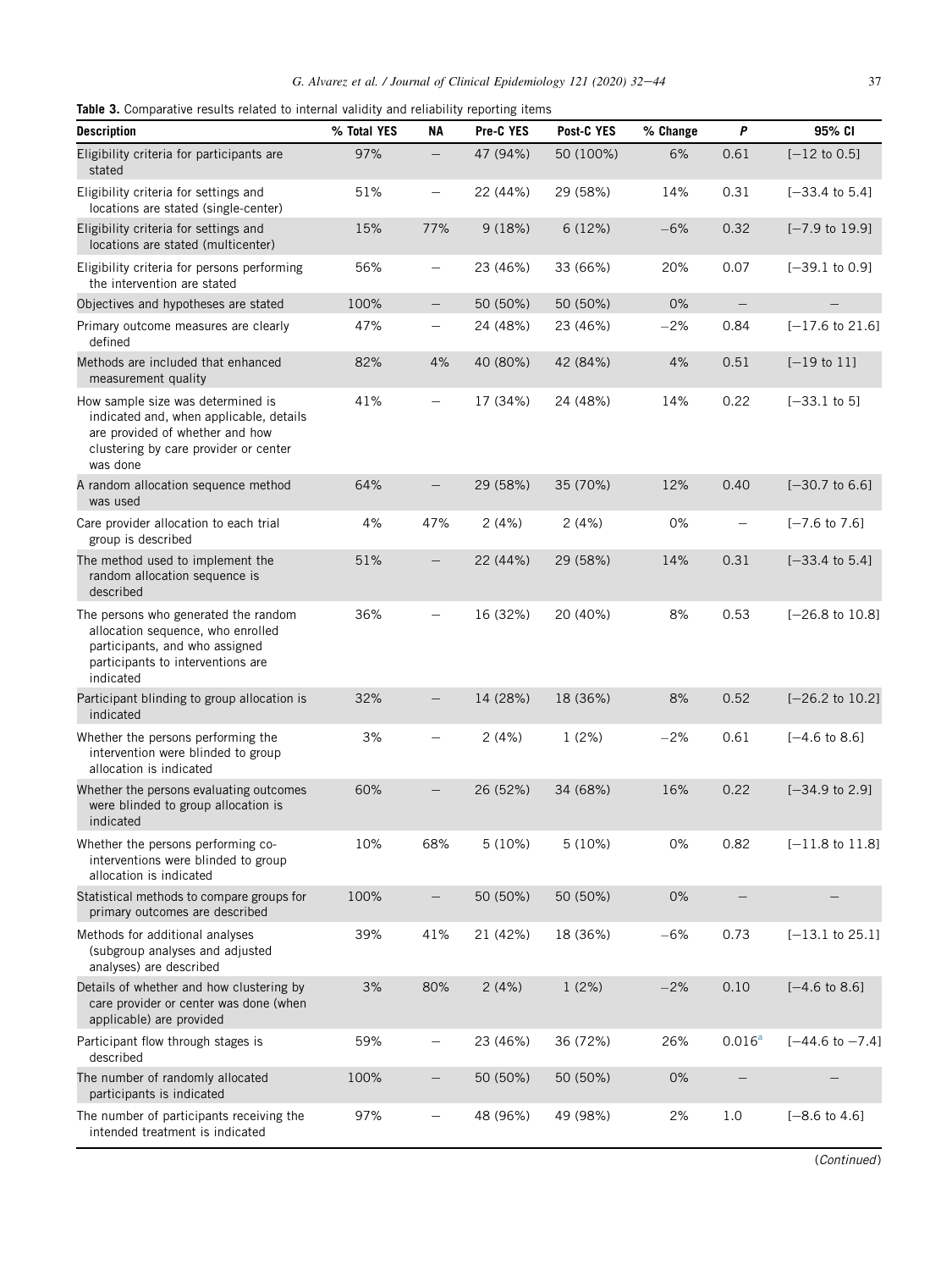**Table 3.** Comparative results related to internal validity and reliability reporting items

| Description | % Total YES | NA | Pre-C YES | Post-C YES | % Change | *P* | 95% CI |
|---|---|---|---|---|---|---|---|
| Eligibility criteria for participants are stated | 97% | — | 47 (94%) | 50 (100%) | 6% | 0.61 | [−12 to 0.5] |
| Eligibility criteria for settings and locations are stated (single-center) | 51% | — | 22 (44%) | 29 (58%) | 14% | 0.31 | [−33.4 to 5.4] |
| Eligibility criteria for settings and locations are stated (multicenter) | 15% | 77% | 9 (18%) | 6 (12%) | −6% | 0.32 | [−7.9 to 19.9] |
| Eligibility criteria for persons performing the intervention are stated | 56% | — | 23 (46%) | 33 (66%) | 20% | 0.07 | [−39.1 to 0.9] |
| Objectives and hypotheses are stated | 100% | — | 50 (50%) | 50 (50%) | 0% | — | — |
| Primary outcome measures are clearly defined | 47% | — | 24 (48%) | 23 (46%) | −2% | 0.84 | [−17.6 to 21.6] |
| Methods are included that enhanced measurement quality | 82% | 4% | 40 (80%) | 42 (84%) | 4% | 0.51 | [−19 to 11] |
| How sample size was determined is indicated and, when applicable, details are provided of whether and how clustering by care provider or center was done | 41% | — | 17 (34%) | 24 (48%) | 14% | 0.22 | [−33.1 to 5] |
| A random allocation sequence method was used | 64% | — | 29 (58%) | 35 (70%) | 12% | 0.40 | [−30.7 to 6.6] |
| Care provider allocation to each trial group is described | 4% | 47% | 2 (4%) | 2 (4%) | 0% | — | [−7.6 to 7.6] |
| The method used to implement the random allocation sequence is described | 51% | — | 22 (44%) | 29 (58%) | 14% | 0.31 | [−33.4 to 5.4] |
| The persons who generated the random allocation sequence, who enrolled participants, and who assigned participants to interventions are indicated | 36% | — | 16 (32%) | 20 (40%) | 8% | 0.53 | [−26.8 to 10.8] |
| Participant blinding to group allocation is indicated | 32% | — | 14 (28%) | 18 (36%) | 8% | 0.52 | [−26.2 to 10.2] |
| Whether the persons performing the intervention were blinded to group allocation is indicated | 3% | — | 2 (4%) | 1 (2%) | −2% | 0.61 | [−4.6 to 8.6] |
| Whether the persons evaluating outcomes were blinded to group allocation is indicated | 60% | — | 26 (52%) | 34 (68%) | 16% | 0.22 | [−34.9 to 2.9] |
| Whether the persons performing co-interventions were blinded to group allocation is indicated | 10% | 68% | 5 (10%) | 5 (10%) | 0% | 0.82 | [−11.8 to 11.8] |
| Statistical methods to compare groups for primary outcomes are described | 100% | — | 50 (50%) | 50 (50%) | 0% | — | — |
| Methods for additional analyses (subgroup analyses and adjusted analyses) are described | 39% | 41% | 21 (42%) | 18 (36%) | −6% | 0.73 | [−13.1 to 25.1] |
| Details of whether and how clustering by care provider or center was done (when applicable) are provided | 3% | 80% | 2 (4%) | 1 (2%) | −2% | 0.10 | [−4.6 to 8.6] |
| Participant flow through stages is described | 59% | — | 23 (46%) | 36 (72%) | 26% | 0.016[a] | [−44.6 to −7.4] |
| The number of randomly allocated participants is indicated | 100% | — | 50 (50%) | 50 (50%) | 0% | — | — |
| The number of participants receiving the intended treatment is indicated | 97% | — | 48 (96%) | 49 (98%) | 2% | 1.0 | [−8.6 to 4.6] |

(*Continued*)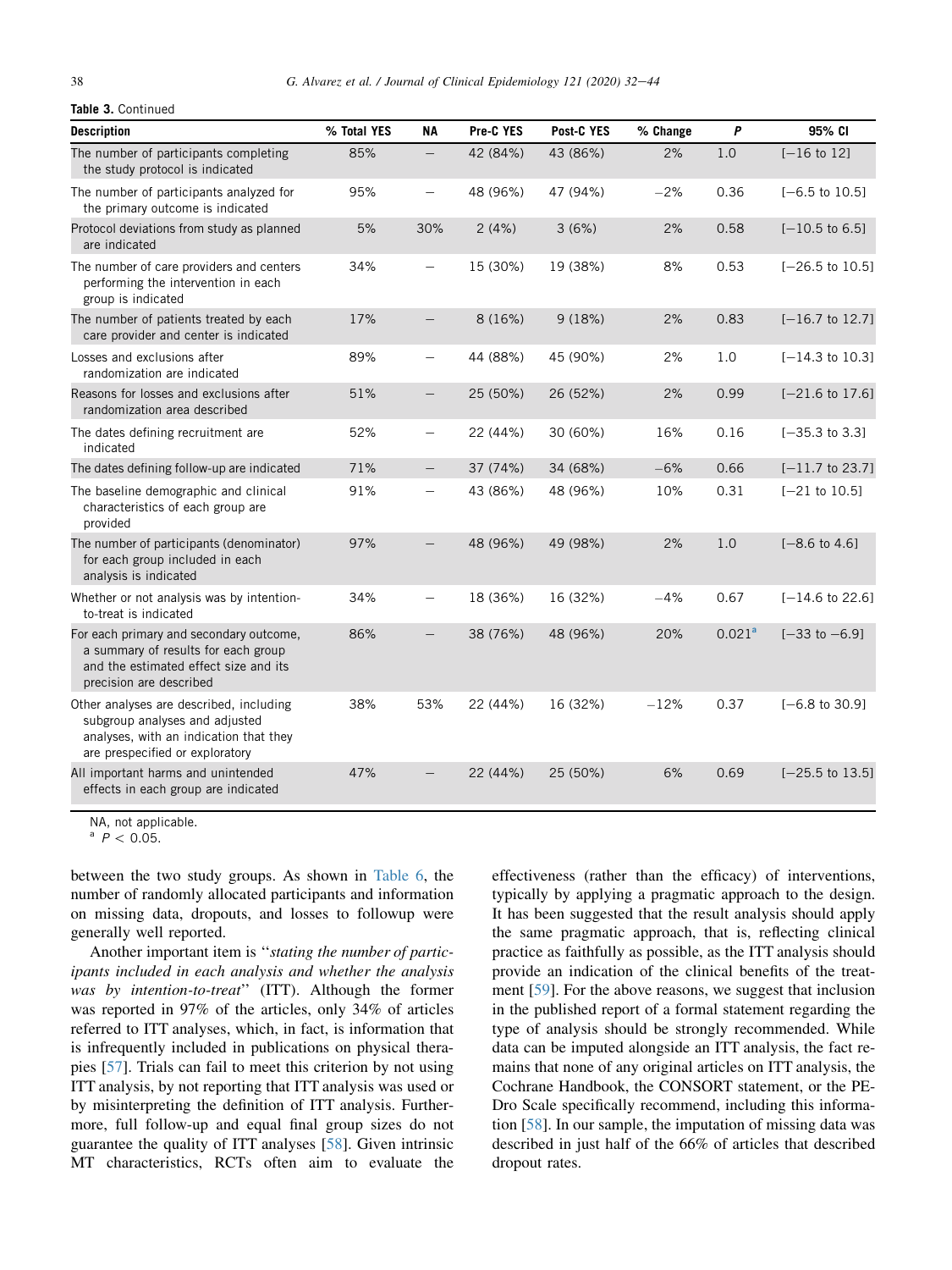**Table 3.** Continued

| Description | % Total YES | NA | Pre-C YES | Post-C YES | % Change | P | 95% CI |
|---|---|---|---|---|---|---|---|
| The number of participants completing the study protocol is indicated | 85% | — | 42 (84%) | 43 (86%) | 2% | 1.0 | [−16 to 12] |
| The number of participants analyzed for the primary outcome is indicated | 95% | — | 48 (96%) | 47 (94%) | −2% | 0.36 | [−6.5 to 10.5] |
| Protocol deviations from study as planned are indicated | 5% | 30% | 2 (4%) | 3 (6%) | 2% | 0.58 | [−10.5 to 6.5] |
| The number of care providers and centers performing the intervention in each group is indicated | 34% | — | 15 (30%) | 19 (38%) | 8% | 0.53 | [−26.5 to 10.5] |
| The number of patients treated by each care provider and center is indicated | 17% | — | 8 (16%) | 9 (18%) | 2% | 0.83 | [−16.7 to 12.7] |
| Losses and exclusions after randomization are indicated | 89% | — | 44 (88%) | 45 (90%) | 2% | 1.0 | [−14.3 to 10.3] |
| Reasons for losses and exclusions after randomization area described | 51% | — | 25 (50%) | 26 (52%) | 2% | 0.99 | [−21.6 to 17.6] |
| The dates defining recruitment are indicated | 52% | — | 22 (44%) | 30 (60%) | 16% | 0.16 | [−35.3 to 3.3] |
| The dates defining follow-up are indicated | 71% | — | 37 (74%) | 34 (68%) | −6% | 0.66 | [−11.7 to 23.7] |
| The baseline demographic and clinical characteristics of each group are provided | 91% | — | 43 (86%) | 48 (96%) | 10% | 0.31 | [−21 to 10.5] |
| The number of participants (denominator) for each group included in each analysis is indicated | 97% | — | 48 (96%) | 49 (98%) | 2% | 1.0 | [−8.6 to 4.6] |
| Whether or not analysis was by intention-to-treat is indicated | 34% | — | 18 (36%) | 16 (32%) | −4% | 0.67 | [−14.6 to 22.6] |
| For each primary and secondary outcome, a summary of results for each group and the estimated effect size and its precision are described | 86% | — | 38 (76%) | 48 (96%) | 20% | 0.021[a] | [−33 to −6.9] |
| Other analyses are described, including subgroup analyses and adjusted analyses, with an indication that they are prespecified or exploratory | 38% | 53% | 22 (44%) | 16 (32%) | −12% | 0.37 | [−6.8 to 30.9] |
| All important harms and unintended effects in each group are indicated | 47% | — | 22 (44%) | 25 (50%) | 6% | 0.69 | [−25.5 to 13.5] |

NA, not applicable.
[a] $P < 0.05$.

between the two study groups. As shown in Table 6, the number of randomly allocated participants and information on missing data, dropouts, and losses to followup were generally well reported.

Another important item is "*stating the number of participants included in each analysis and whether the analysis was by intention-to-treat*" (ITT). Although the former was reported in 97% of the articles, only 34% of articles referred to ITT analyses, which, in fact, is information that is infrequently included in publications on physical therapies [57]. Trials can fail to meet this criterion by not using ITT analysis, by not reporting that ITT analysis was used or by misinterpreting the definition of ITT analysis. Furthermore, full follow-up and equal final group sizes do not guarantee the quality of ITT analyses [58]. Given intrinsic MT characteristics, RCTs often aim to evaluate the effectiveness (rather than the efficacy) of interventions, typically by applying a pragmatic approach to the design. It has been suggested that the result analysis should apply the same pragmatic approach, that is, reflecting clinical practice as faithfully as possible, as the ITT analysis should provide an indication of the clinical benefits of the treatment [59]. For the above reasons, we suggest that inclusion in the published report of a formal statement regarding the type of analysis should be strongly recommended. While data can be imputed alongside an ITT analysis, the fact remains that none of any original articles on ITT analysis, the Cochrane Handbook, the CONSORT statement, or the PEDro Scale specifically recommend, including this information [58]. In our sample, the imputation of missing data was described in just half of the 66% of articles that described dropout rates.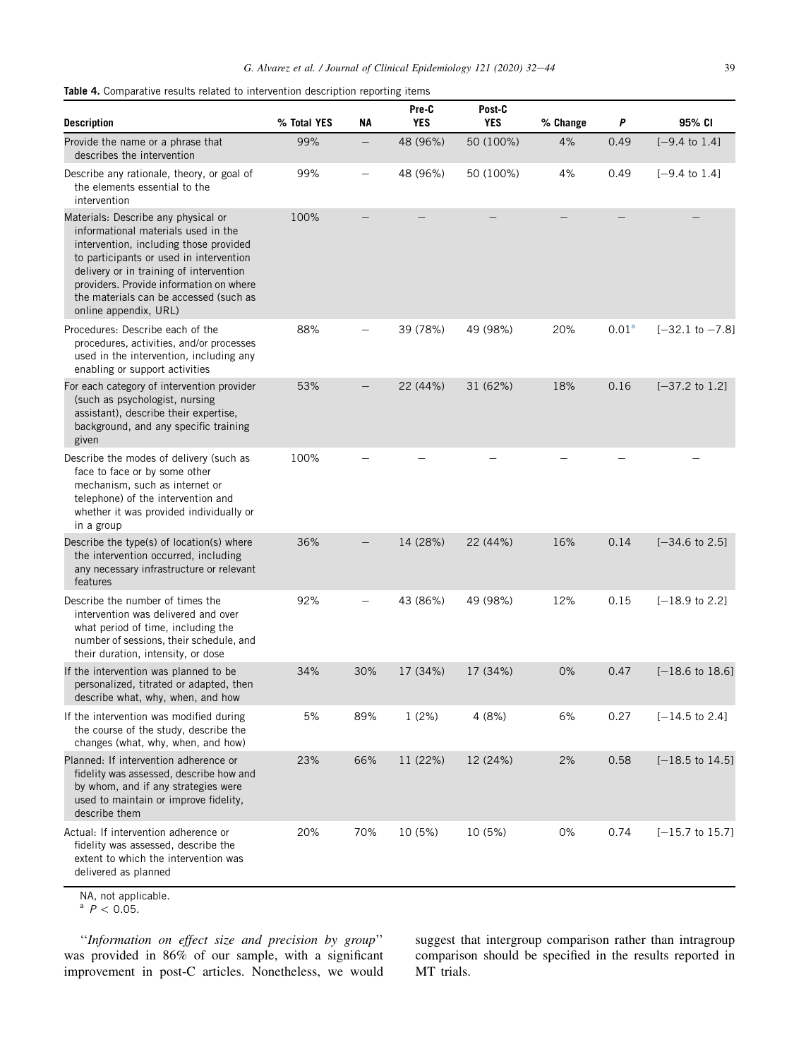**Table 4.** Comparative results related to intervention description reporting items

| Description | % Total YES | NA | Pre-C YES | Post-C YES | % Change | *P* | 95% CI |
|---|---|---|---|---|---|---|---|
| Provide the name or a phrase that describes the intervention | 99% | – | 48 (96%) | 50 (100%) | 4% | 0.49 | [−9.4 to 1.4] |
| Describe any rationale, theory, or goal of the elements essential to the intervention | 99% | – | 48 (96%) | 50 (100%) | 4% | 0.49 | [−9.4 to 1.4] |
| Materials: Describe any physical or informational materials used in the intervention, including those provided to participants or used in intervention delivery or in training of intervention providers. Provide information on where the materials can be accessed (such as online appendix, URL) | 100% | – | – | – | – | – | – |
| Procedures: Describe each of the procedures, activities, and/or processes used in the intervention, including any enabling or support activities | 88% | – | 39 (78%) | 49 (98%) | 20% | 0.01[a] | [−32.1 to −7.8] |
| For each category of intervention provider (such as psychologist, nursing assistant), describe their expertise, background, and any specific training given | 53% | – | 22 (44%) | 31 (62%) | 18% | 0.16 | [−37.2 to 1.2] |
| Describe the modes of delivery (such as face to face or by some other mechanism, such as internet or telephone) of the intervention and whether it was provided individually or in a group | 100% | – | – | – | – | – | – |
| Describe the type(s) of location(s) where the intervention occurred, including any necessary infrastructure or relevant features | 36% | – | 14 (28%) | 22 (44%) | 16% | 0.14 | [−34.6 to 2.5] |
| Describe the number of times the intervention was delivered and over what period of time, including the number of sessions, their schedule, and their duration, intensity, or dose | 92% | – | 43 (86%) | 49 (98%) | 12% | 0.15 | [−18.9 to 2.2] |
| If the intervention was planned to be personalized, titrated or adapted, then describe what, why, when, and how | 34% | 30% | 17 (34%) | 17 (34%) | 0% | 0.47 | [−18.6 to 18.6] |
| If the intervention was modified during the course of the study, describe the changes (what, why, when, and how) | 5% | 89% | 1 (2%) | 4 (8%) | 6% | 0.27 | [−14.5 to 2.4] |
| Planned: If intervention adherence or fidelity was assessed, describe how and by whom, and if any strategies were used to maintain or improve fidelity, describe them | 23% | 66% | 11 (22%) | 12 (24%) | 2% | 0.58 | [−18.5 to 14.5] |
| Actual: If intervention adherence or fidelity was assessed, describe the extent to which the intervention was delivered as planned | 20% | 70% | 10 (5%) | 10 (5%) | 0% | 0.74 | [−15.7 to 15.7] |

NA, not applicable.
[a] $P < 0.05$.

"*Information on effect size and precision by group*" was provided in 86% of our sample, with a significant improvement in post-C articles. Nonetheless, we would suggest that intergroup comparison rather than intragroup comparison should be specified in the results reported in MT trials.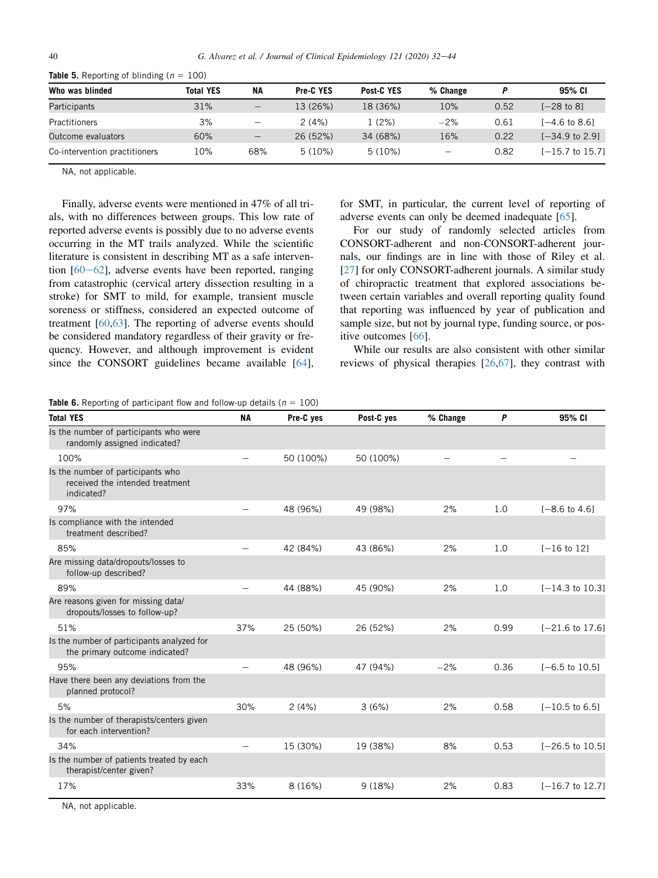**Table 5.** Reporting of blinding ($n$ = 100)

| Who was blinded | Total YES | NA | Pre-C YES | Post-C YES | % Change | $P$ | 95% CI |
|---|---|---|---|---|---|---|---|
| Participants | 31% | – | 13 (26%) | 18 (36%) | 10% | 0.52 | [−28 to 8] |
| Practitioners | 3% | – | 2 (4%) | 1 (2%) | −2% | 0.61 | [−4.6 to 8.6] |
| Outcome evaluators | 60% | – | 26 (52%) | 34 (68%) | 16% | 0.22 | [−34.9 to 2.9] |
| Co-intervention practitioners | 10% | 68% | 5 (10%) | 5 (10%) | – | 0.82 | [−15.7 to 15.7] |

NA, not applicable.

Finally, adverse events were mentioned in 47% of all trials, with no differences between groups. This low rate of reported adverse events is possibly due to no adverse events occurring in the MT trails analyzed. While the scientific literature is consistent in describing MT as a safe intervention [60–62], adverse events have been reported, ranging from catastrophic (cervical artery dissection resulting in a stroke) for SMT to mild, for example, transient muscle soreness or stiffness, considered an expected outcome of treatment [60,63]. The reporting of adverse events should be considered mandatory regardless of their gravity or frequency. However, and although improvement is evident since the CONSORT guidelines became available [64], for SMT, in particular, the current level of reporting of adverse events can only be deemed inadequate [65].

For our study of randomly selected articles from CONSORT-adherent and non-CONSORT-adherent journals, our findings are in line with those of Riley et al. [27] for only CONSORT-adherent journals. A similar study of chiropractic treatment that explored associations between certain variables and overall reporting quality found that reporting was influenced by year of publication and sample size, but not by journal type, funding source, or positive outcomes [66].

While our results are also consistent with other similar reviews of physical therapies [26,67], they contrast with

**Table 6.** Reporting of participant flow and follow-up details ($n$ = 100)

| Total YES | NA | Pre-C yes | Post-C yes | % Change | $P$ | 95% CI |
|---|---|---|---|---|---|---|
| Is the number of participants who were randomly assigned indicated? | | | | | | |
| 100% | – | 50 (100%) | 50 (100%) | – | – | – |
| Is the number of participants who received the intended treatment indicated? | | | | | | |
| 97% | – | 48 (96%) | 49 (98%) | 2% | 1.0 | [−8.6 to 4.6] |
| Is compliance with the intended treatment described? | | | | | | |
| 85% | – | 42 (84%) | 43 (86%) | 2% | 1.0 | [−16 to 12] |
| Are missing data/dropouts/losses to follow-up described? | | | | | | |
| 89% | – | 44 (88%) | 45 (90%) | 2% | 1.0 | [−14.3 to 10.3] |
| Are reasons given for missing data/ dropouts/losses to follow-up? | | | | | | |
| 51% | 37% | 25 (50%) | 26 (52%) | 2% | 0.99 | [−21.6 to 17.6] |
| Is the number of participants analyzed for the primary outcome indicated? | | | | | | |
| 95% | – | 48 (96%) | 47 (94%) | −2% | 0.36 | [−6.5 to 10.5] |
| Have there been any deviations from the planned protocol? | | | | | | |
| 5% | 30% | 2 (4%) | 3 (6%) | 2% | 0.58 | [−10.5 to 6.5] |
| Is the number of therapists/centers given for each intervention? | | | | | | |
| 34% | – | 15 (30%) | 19 (38%) | 8% | 0.53 | [−26.5 to 10.5] |
| Is the number of patients treated by each therapist/center given? | | | | | | |
| 17% | 33% | 8 (16%) | 9 (18%) | 2% | 0.83 | [−16.7 to 12.7] |

NA, not applicable.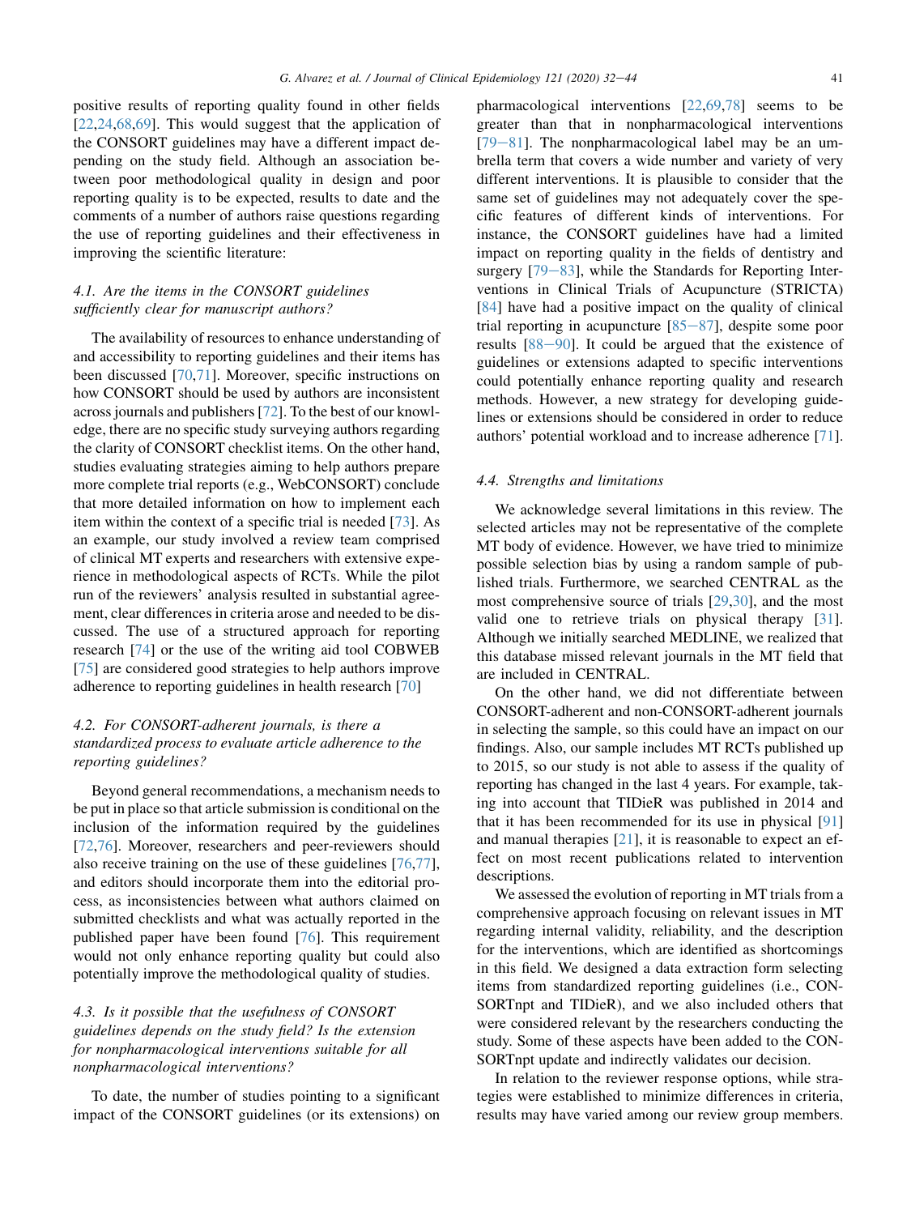positive results of reporting quality found in other fields [22,24,68,69]. This would suggest that the application of the CONSORT guidelines may have a different impact depending on the study field. Although an association between poor methodological quality in design and poor reporting quality is to be expected, results to date and the comments of a number of authors raise questions regarding the use of reporting guidelines and their effectiveness in improving the scientific literature:

### *4.1. Are the items in the CONSORT guidelines sufficiently clear for manuscript authors?*

The availability of resources to enhance understanding of and accessibility to reporting guidelines and their items has been discussed [70,71]. Moreover, specific instructions on how CONSORT should be used by authors are inconsistent across journals and publishers [72]. To the best of our knowledge, there are no specific study surveying authors regarding the clarity of CONSORT checklist items. On the other hand, studies evaluating strategies aiming to help authors prepare more complete trial reports (e.g., WebCONSORT) conclude that more detailed information on how to implement each item within the context of a specific trial is needed [73]. As an example, our study involved a review team comprised of clinical MT experts and researchers with extensive experience in methodological aspects of RCTs. While the pilot run of the reviewers' analysis resulted in substantial agreement, clear differences in criteria arose and needed to be discussed. The use of a structured approach for reporting research [74] or the use of the writing aid tool COBWEB [75] are considered good strategies to help authors improve adherence to reporting guidelines in health research [70]

### *4.2. For CONSORT-adherent journals, is there a standardized process to evaluate article adherence to the reporting guidelines?*

Beyond general recommendations, a mechanism needs to be put in place so that article submission is conditional on the inclusion of the information required by the guidelines [72,76]. Moreover, researchers and peer-reviewers should also receive training on the use of these guidelines [76,77], and editors should incorporate them into the editorial process, as inconsistencies between what authors claimed on submitted checklists and what was actually reported in the published paper have been found [76]. This requirement would not only enhance reporting quality but could also potentially improve the methodological quality of studies.

### *4.3. Is it possible that the usefulness of CONSORT guidelines depends on the study field? Is the extension for nonpharmacological interventions suitable for all nonpharmacological interventions?*

To date, the number of studies pointing to a significant impact of the CONSORT guidelines (or its extensions) on pharmacological interventions [22,69,78] seems to be greater than that in nonpharmacological interventions [79−81]. The nonpharmacological label may be an umbrella term that covers a wide number and variety of very different interventions. It is plausible to consider that the same set of guidelines may not adequately cover the specific features of different kinds of interventions. For instance, the CONSORT guidelines have had a limited impact on reporting quality in the fields of dentistry and surgery [79−83], while the Standards for Reporting Interventions in Clinical Trials of Acupuncture (STRICTA) [84] have had a positive impact on the quality of clinical trial reporting in acupuncture [85−87], despite some poor results [88−90]. It could be argued that the existence of guidelines or extensions adapted to specific interventions could potentially enhance reporting quality and research methods. However, a new strategy for developing guidelines or extensions should be considered in order to reduce authors' potential workload and to increase adherence [71].

### *4.4. Strengths and limitations*

We acknowledge several limitations in this review. The selected articles may not be representative of the complete MT body of evidence. However, we have tried to minimize possible selection bias by using a random sample of published trials. Furthermore, we searched CENTRAL as the most comprehensive source of trials [29,30], and the most valid one to retrieve trials on physical therapy [31]. Although we initially searched MEDLINE, we realized that this database missed relevant journals in the MT field that are included in CENTRAL.

On the other hand, we did not differentiate between CONSORT-adherent and non-CONSORT-adherent journals in selecting the sample, so this could have an impact on our findings. Also, our sample includes MT RCTs published up to 2015, so our study is not able to assess if the quality of reporting has changed in the last 4 years. For example, taking into account that TIDieR was published in 2014 and that it has been recommended for its use in physical [91] and manual therapies [21], it is reasonable to expect an effect on most recent publications related to intervention descriptions.

We assessed the evolution of reporting in MT trials from a comprehensive approach focusing on relevant issues in MT regarding internal validity, reliability, and the description for the interventions, which are identified as shortcomings in this field. We designed a data extraction form selecting items from standardized reporting guidelines (i.e., CONSORTnpt and TIDieR), and we also included others that were considered relevant by the researchers conducting the study. Some of these aspects have been added to the CONSORTnpt update and indirectly validates our decision.

In relation to the reviewer response options, while strategies were established to minimize differences in criteria, results may have varied among our review group members.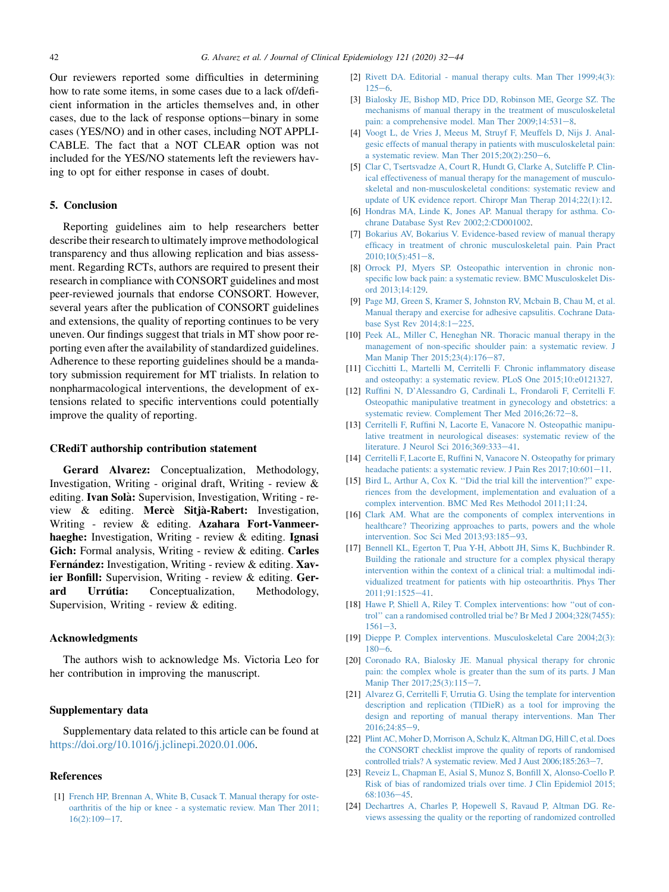Our reviewers reported some difficulties in determining how to rate some items, in some cases due to a lack of/deficient information in the articles themselves and, in other cases, due to the lack of response options—binary in some cases (YES/NO) and in other cases, including NOT APPLICABLE. The fact that a NOT CLEAR option was not included for the YES/NO statements left the reviewers having to opt for either response in cases of doubt.

## 5. Conclusion

Reporting guidelines aim to help researchers better describe their research to ultimately improve methodological transparency and thus allowing replication and bias assessment. Regarding RCTs, authors are required to present their research in compliance with CONSORT guidelines and most peer-reviewed journals that endorse CONSORT. However, several years after the publication of CONSORT guidelines and extensions, the quality of reporting continues to be very uneven. Our findings suggest that trials in MT show poor reporting even after the availability of standardized guidelines. Adherence to these reporting guidelines should be a mandatory submission requirement for MT trialists. In relation to nonpharmacological interventions, the development of extensions related to specific interventions could potentially improve the quality of reporting.

### CRediT authorship contribution statement

**Gerard Alvarez:** Conceptualization, Methodology, Investigation, Writing - original draft, Writing - review & editing. **Ivan Solà:** Supervision, Investigation, Writing - review & editing. **Mercè Sitjà-Rabert:** Investigation, Writing - review & editing. **Azahara Fort-Vanmeerhaeghe:** Investigation, Writing - review & editing. **Ignasi Gich:** Formal analysis, Writing - review & editing. **Carles Fernández:** Investigation, Writing - review & editing. **Xavier Bonfill:** Supervision, Writing - review & editing. **Gerard Urrútia:** Conceptualization, Methodology, Supervision, Writing - review & editing.

### Acknowledgments

The authors wish to acknowledge Ms. Victoria Leo for her contribution in improving the manuscript.

### Supplementary data

Supplementary data related to this article can be found at https://doi.org/10.1016/j.jclinepi.2020.01.006.

### References

[1] French HP, Brennan A, White B, Cusack T. Manual therapy for osteoarthritis of the hip or knee - a systematic review. Man Ther 2011;16(2):109—17.

[2] Rivett DA. Editorial - manual therapy cults. Man Ther 1999;4(3):125—6.

[3] Bialosky JE, Bishop MD, Price DD, Robinson ME, George SZ. The mechanisms of manual therapy in the treatment of musculoskeletal pain: a comprehensive model. Man Ther 2009;14:531—8.

[4] Voogt L, de Vries J, Meeus M, Struyf F, Meuffels D, Nijs J. Analgesic effects of manual therapy in patients with musculoskeletal pain: a systematic review. Man Ther 2015;20(2):250—6.

[5] Clar C, Tsertsvadze A, Court R, Hundt G, Clarke A, Sutcliffe P. Clinical effectiveness of manual therapy for the management of musculoskeletal and non-musculoskeletal conditions: systematic review and update of UK evidence report. Chiropr Man Therap 2014;22(1):12.

[6] Hondras MA, Linde K, Jones AP. Manual therapy for asthma. Cochrane Database Syst Rev 2002;2:CD001002.

[7] Bokarius AV, Bokarius V. Evidence-based review of manual therapy efficacy in treatment of chronic musculoskeletal pain. Pain Pract 2010;10(5):451—8.

[8] Orrock PJ, Myers SP. Osteopathic intervention in chronic nonspecific low back pain: a systematic review. BMC Musculoskelet Disord 2013;14:129.

[9] Page MJ, Green S, Kramer S, Johnston RV, Mcbain B, Chau M, et al. Manual therapy and exercise for adhesive capsulitis. Cochrane Database Syst Rev 2014;8:1—225.

[10] Peek AL, Miller C, Heneghan NR. Thoracic manual therapy in the management of non-specific shoulder pain: a systematic review. J Man Manip Ther 2015;23(4):176—87.

[11] Cicchitti L, Martelli M, Cerritelli F. Chronic inflammatory disease and osteopathy: a systematic review. PLoS One 2015;10:e0121327.

[12] Ruffini N, D'Alessandro G, Cardinali L, Frondaroli F, Cerritelli F. Osteopathic manipulative treatment in gynecology and obstetrics: a systematic review. Complement Ther Med 2016;26:72—8.

[13] Cerritelli F, Ruffini N, Lacorte E, Vanacore N. Osteopathic manipulative treatment in neurological diseases: systematic review of the literature. J Neurol Sci 2016;369:333—41.

[14] Cerritelli F, Lacorte E, Ruffini N, Vanacore N. Osteopathy for primary headache patients: a systematic review. J Pain Res 2017;10:601—11.

[15] Bird L, Arthur A, Cox K. "Did the trial kill the intervention?" experiences from the development, implementation and evaluation of a complex intervention. BMC Med Res Methodol 2011;11:24.

[16] Clark AM. What are the components of complex interventions in healthcare? Theorizing approaches to parts, powers and the whole intervention. Soc Sci Med 2013;93:185—93.

[17] Bennell KL, Egerton T, Pua Y-H, Abbott JH, Sims K, Buchbinder R. Building the rationale and structure for a complex physical therapy intervention within the context of a clinical trial: a multimodal individualized treatment for patients with hip osteoarthritis. Phys Ther 2011;91:1525—41.

[18] Hawe P, Shiell A, Riley T. Complex interventions: how "out of control" can a randomised controlled trial be? Br Med J 2004;328(7455):1561—3.

[19] Dieppe P. Complex interventions. Musculoskeletal Care 2004;2(3):180—6.

[20] Coronado RA, Bialosky JE. Manual physical therapy for chronic pain: the complex whole is greater than the sum of its parts. J Man Manip Ther 2017;25(3):115—7.

[21] Alvarez G, Cerritelli F, Urrutia G. Using the template for intervention description and replication (TIDieR) as a tool for improving the design and reporting of manual therapy interventions. Man Ther 2016;24:85—9.

[22] Plint AC, Moher D, Morrison A, Schulz K, Altman DG, Hill C, et al. Does the CONSORT checklist improve the quality of reports of randomised controlled trials? A systematic review. Med J Aust 2006;185:263—7.

[23] Reveiz L, Chapman E, Asial S, Munoz S, Bonfill X, Alonso-Coello P. Risk of bias of randomized trials over time. J Clin Epidemiol 2015;68:1036—45.

[24] Dechartres A, Charles P, Hopewell S, Ravaud P, Altman DG. Reviews assessing the quality or the reporting of randomized controlled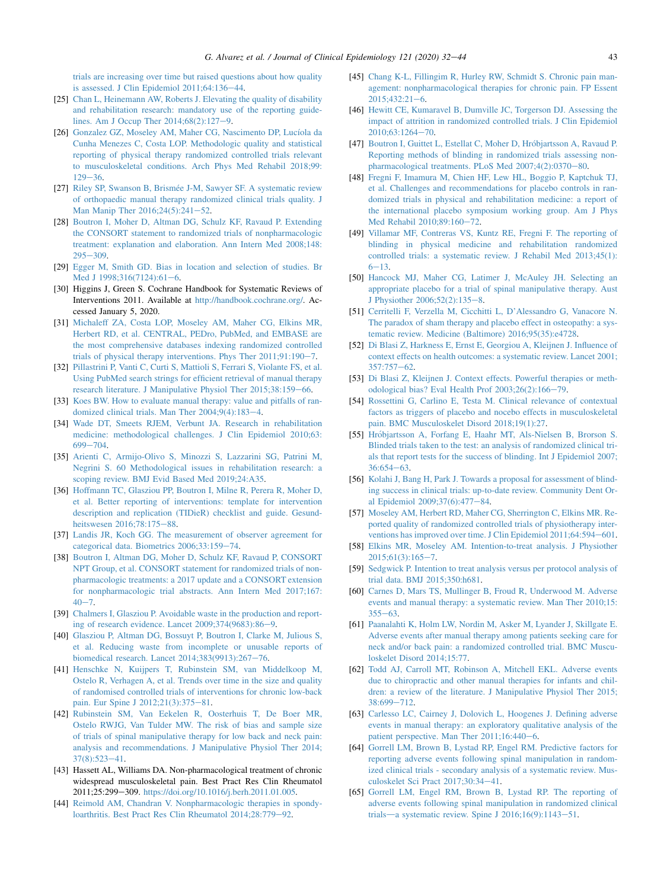trials are increasing over time but raised questions about how quality is assessed. J Clin Epidemiol 2011;64:136–44.

[25] Chan L, Heinemann AW, Roberts J. Elevating the quality of disability and rehabilitation research: mandatory use of the reporting guidelines. Am J Occup Ther 2014;68(2):127–9.

[26] Gonzalez GZ, Moseley AM, Maher CG, Nascimento DP, Lucíola da Cunha Menezes C, Costa LOP. Methodologic quality and statistical reporting of physical therapy randomized controlled trials relevant to musculoskeletal conditions. Arch Phys Med Rehabil 2018;99:129–36.

[27] Riley SP, Swanson B, Brismée J-M, Sawyer SF. A systematic review of orthopaedic manual therapy randomized clinical trials quality. J Man Manip Ther 2016;24(5):241–52.

[28] Boutron I, Moher D, Altman DG, Schulz KF, Ravaud P. Extending the CONSORT statement to randomized trials of nonpharmacologic treatment: explanation and elaboration. Ann Intern Med 2008;148:295–309.

[29] Egger M, Smith GD. Bias in location and selection of studies. Br Med J 1998;316(7124):61–6.

[30] Higgins J, Green S. Cochrane Handbook for Systematic Reviews of Interventions 2011. Available at http://handbook.cochrane.org/. Accessed January 5, 2020.

[31] Michaleff ZA, Costa LOP, Moseley AM, Maher CG, Elkins MR, Herbert RD, et al. CENTRAL, PEDro, PubMed, and EMBASE are the most comprehensive databases indexing randomized controlled trials of physical therapy interventions. Phys Ther 2011;91:190–7.

[32] Pillastrini P, Vanti C, Curti S, Mattioli S, Ferrari S, Violante FS, et al. Using PubMed search strings for efficient retrieval of manual therapy research literature. J Manipulative Physiol Ther 2015;38:159–66.

[33] Koes BW. How to evaluate manual therapy: value and pitfalls of randomized clinical trials. Man Ther 2004;9(4):183–4.

[34] Wade DT, Smeets RJEM, Verbunt JA. Research in rehabilitation medicine: methodological challenges. J Clin Epidemiol 2010;63:699–704.

[35] Arienti C, Armijo-Olivo S, Minozzi S, Lazzarini SG, Patrini M, Negrini S. 60 Methodological issues in rehabilitation research: a scoping review. BMJ Evid Based Med 2019;24:A35.

[36] Hoffmann TC, Glasziou PP, Boutron I, Milne R, Perera R, Moher D, et al. Better reporting of interventions: template for intervention description and replication (TIDieR) checklist and guide. Gesundheitswesen 2016;78:175–88.

[37] Landis JR, Koch GG. The measurement of observer agreement for categorical data. Biometrics 2006;33:159–74.

[38] Boutron I, Altman DG, Moher D, Schulz KF, Ravaud P, CONSORT NPT Group, et al. CONSORT statement for randomized trials of nonpharmacologic treatments: a 2017 update and a CONSORT extension for nonpharmacologic trial abstracts. Ann Intern Med 2017;167:40–7.

[39] Chalmers I, Glasziou P. Avoidable waste in the production and reporting of research evidence. Lancet 2009;374(9683):86–9.

[40] Glasziou P, Altman DG, Bossuyt P, Boutron I, Clarke M, Julious S, et al. Reducing waste from incomplete or unusable reports of biomedical research. Lancet 2014;383(9913):267–76.

[41] Henschke N, Kuijpers T, Rubinstein SM, van Middelkoop M, Ostelo R, Verhagen A, et al. Trends over time in the size and quality of randomised controlled trials of interventions for chronic low-back pain. Eur Spine J 2012;21(3):375–81.

[42] Rubinstein SM, Van Eekelen R, Oosterhuis T, De Boer MR, Ostelo RWJG, Van Tulder MW. The risk of bias and sample size of trials of spinal manipulative therapy for low back and neck pain: analysis and recommendations. J Manipulative Physiol Ther 2014;37(8):523–41.

[43] Hassett AL, Williams DA. Non-pharmacological treatment of chronic widespread musculoskeletal pain. Best Pract Res Clin Rheumatol 2011;25:299–309. https://doi.org/10.1016/j.berh.2011.01.005.

[44] Reimold AM, Chandran V. Nonpharmacologic therapies in spondyloarthritis. Best Pract Res Clin Rheumatol 2014;28:779–92.

[45] Chang K-L, Fillingim R, Hurley RW, Schmidt S. Chronic pain management: nonpharmacological therapies for chronic pain. FP Essent 2015;432:21–6.

[46] Hewitt CE, Kumaravel B, Dumville JC, Torgerson DJ. Assessing the impact of attrition in randomized controlled trials. J Clin Epidemiol 2010;63:1264–70.

[47] Boutron I, Guittet L, Estellat C, Moher D, Hróbjartsson A, Ravaud P. Reporting methods of blinding in randomized trials assessing nonpharmacological treatments. PLoS Med 2007;4(2):0370–80.

[48] Fregni F, Imamura M, Chien HF, Lew HL, Boggio P, Kaptchuk TJ, et al. Challenges and recommendations for placebo controls in randomized trials in physical and rehabilitation medicine: a report of the international placebo symposium working group. Am J Phys Med Rehabil 2010;89:160–72.

[49] Villamar MF, Contreras VS, Kuntz RE, Fregni F. The reporting of blinding in physical medicine and rehabilitation randomized controlled trials: a systematic review. J Rehabil Med 2013;45(1):6–13.

[50] Hancock MJ, Maher CG, Latimer J, McAuley JH. Selecting an appropriate placebo for a trial of spinal manipulative therapy. Aust J Physiother 2006;52(2):135–8.

[51] Cerritelli F, Verzella M, Cicchitti L, D'Alessandro G, Vanacore N. The paradox of sham therapy and placebo effect in osteopathy: a systematic review. Medicine (Baltimore) 2016;95(35):e4728.

[52] Di Blasi Z, Harkness E, Ernst E, Georgiou A, Kleijnen J. Influence of context effects on health outcomes: a systematic review. Lancet 2001;357:757–62.

[53] Di Blasi Z, Kleijnen J. Context effects. Powerful therapies or methodological bias? Eval Health Prof 2003;26(2):166–79.

[54] Rossettini G, Carlino E, Testa M. Clinical relevance of contextual factors as triggers of placebo and nocebo effects in musculoskeletal pain. BMC Musculoskelet Disord 2018;19(1):27.

[55] Hróbjartsson A, Forfang E, Haahr MT, Als-Nielsen B, Brorson S. Blinded trials taken to the test: an analysis of randomized clinical trials that report tests for the success of blinding. Int J Epidemiol 2007;36:654–63.

[56] Kolahi J, Bang H, Park J. Towards a proposal for assessment of blinding success in clinical trials: up-to-date review. Community Dent Oral Epidemiol 2009;37(6):477–84.

[57] Moseley AM, Herbert RD, Maher CG, Sherrington C, Elkins MR. Reported quality of randomized controlled trials of physiotherapy interventions has improved over time. J Clin Epidemiol 2011;64:594–601.

[58] Elkins MR, Moseley AM. Intention-to-treat analysis. J Physiother 2015;61(3):165–7.

[59] Sedgwick P. Intention to treat analysis versus per protocol analysis of trial data. BMJ 2015;350:h681.

[60] Carnes D, Mars TS, Mullinger B, Froud R, Underwood M. Adverse events and manual therapy: a systematic review. Man Ther 2010;15:355–63.

[61] Paanalahti K, Holm LW, Nordin M, Asker M, Lyander J, Skillgate E. Adverse events after manual therapy among patients seeking care for neck and/or back pain: a randomized controlled trial. BMC Musculoskelet Disord 2014;15:77.

[62] Todd AJ, Carroll MT, Robinson A, Mitchell EKL. Adverse events due to chiropractic and other manual therapies for infants and children: a review of the literature. J Manipulative Physiol Ther 2015;38:699–712.

[63] Carlesso LC, Cairney J, Dolovich L, Hoogenes J. Defining adverse events in manual therapy: an exploratory qualitative analysis of the patient perspective. Man Ther 2011;16:440–6.

[64] Gorrell LM, Brown B, Lystad RP, Engel RM. Predictive factors for reporting adverse events following spinal manipulation in randomized clinical trials - secondary analysis of a systematic review. Musculoskelet Sci Pract 2017;30:34–41.

[65] Gorrell LM, Engel RM, Brown B, Lystad RP. The reporting of adverse events following spinal manipulation in randomized clinical trials—a systematic review. Spine J 2016;16(9):1143–51.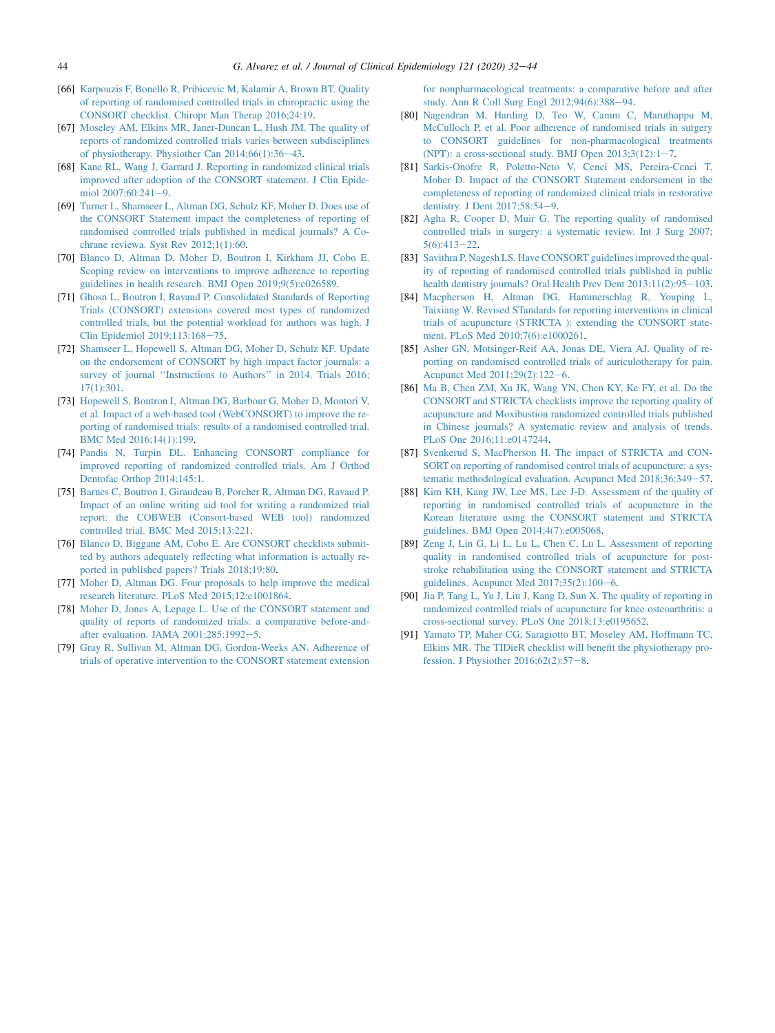[66] Karpouzis F, Bonello R, Pribicevic M, Kalamir A, Brown BT. Quality of reporting of randomised controlled trials in chiropractic using the CONSORT checklist. Chiropr Man Therap 2016;24:19.

[67] Moseley AM, Elkins MR, Janer-Duncan L, Hush JM. The quality of reports of randomized controlled trials varies between subdisciplines of physiotherapy. Physiother Can 2014;66(1):36–43.

[68] Kane RL, Wang J, Garrard J. Reporting in randomized clinical trials improved after adoption of the CONSORT statement. J Clin Epidemiol 2007;60:241–9.

[69] Turner L, Shamseer L, Altman DG, Schulz KF, Moher D. Does use of the CONSORT Statement impact the completeness of reporting of randomised controlled trials published in medical journals? A Cochrane reviewa. Syst Rev 2012;1(1):60.

[70] Blanco D, Altman D, Moher D, Boutron I, Kirkham JJ, Cobo E. Scoping review on interventions to improve adherence to reporting guidelines in health research. BMJ Open 2019;9(5):e026589.

[71] Ghosn L, Boutron I, Ravaud P. Consolidated Standards of Reporting Trials (CONSORT) extensions covered most types of randomized controlled trials, but the potential workload for authors was high. J Clin Epidemiol 2019;113:168–75.

[72] Shamseer L, Hopewell S, Altman DG, Moher D, Schulz KF. Update on the endorsement of CONSORT by high impact factor journals: a survey of journal ‘‘Instructions to Authors’’ in 2014. Trials 2016; 17(1):301.

[73] Hopewell S, Boutron I, Altman DG, Barbour G, Moher D, Montori V, et al. Impact of a web-based tool (WebCONSORT) to improve the reporting of randomised trials: results of a randomised controlled trial. BMC Med 2016;14(1):199.

[74] Pandis N, Turpin DL. Enhancing CONSORT compliance for improved reporting of randomized controlled trials. Am J Orthod Dentofac Orthop 2014;145:1.

[75] Barnes C, Boutron I, Giraudeau B, Porcher R, Altman DG, Ravaud P. Impact of an online writing aid tool for writing a randomized trial report: the COBWEB (Consort-based WEB tool) randomized controlled trial. BMC Med 2015;13:221.

[76] Blanco D, Biggane AM, Cobo E. Are CONSORT checklists submitted by authors adequately reflecting what information is actually reported in published papers? Trials 2018;19:80.

[77] Moher D, Altman DG. Four proposals to help improve the medical research literature. PLoS Med 2015;12:e1001864.

[78] Moher D, Jones A, Lepage L. Use of the CONSORT statement and quality of reports of randomized trials: a comparative before-and-after evaluation. JAMA 2001;285:1992–5.

[79] Gray R, Sullivan M, Altman DG, Gordon-Weeks AN. Adherence of trials of operative intervention to the CONSORT statement extension for nonpharmacological treatments: a comparative before and after study. Ann R Coll Surg Engl 2012;94(6):388–94.

[80] Nagendran M, Harding D, Teo W, Camm C, Maruthappu M, McCulloch P, et al. Poor adherence of randomised trials in surgery to CONSORT guidelines for non-pharmacological treatments (NPT): a cross-sectional study. BMJ Open 2013;3(12):1–7.

[81] Sarkis-Onofre R, Poletto-Neto V, Cenci MS, Pereira-Cenci T, Moher D. Impact of the CONSORT Statement endorsement in the completeness of reporting of randomized clinical trials in restorative dentistry. J Dent 2017;58:54–9.

[82] Agha R, Cooper D, Muir G. The reporting quality of randomised controlled trials in surgery: a systematic review. Int J Surg 2007; 5(6):413–22.

[83] Savithra P, Nagesh LS. Have CONSORT guidelines improved the quality of reporting of randomised controlled trials published in public health dentistry journals? Oral Health Prev Dent 2013;11(2):95–103.

[84] Macpherson H, Altman DG, Hammerschlag R, Youping L, Taixiang W. Revised STandards for reporting interventions in clinical trials of acupuncture (STRICTA ): extending the CONSORT statement. PLoS Med 2010;7(6):e1000261.

[85] Asher GN, Motsinger-Reif AA, Jonas DE, Viera AJ. Quality of reporting on randomised controlled trials of auriculotherapy for pain. Acupunct Med 2011;29(2):122–6.

[86] Ma B, Chen ZM, Xu JK, Wang YN, Chen KY, Ke FY, et al. Do the CONSORT and STRICTA checklists improve the reporting quality of acupuncture and Moxibustion randomized controlled trials published in Chinese journals? A systematic review and analysis of trends. PLoS One 2016;11:e0147244.

[87] Svenkerud S, MacPherson H. The impact of STRICTA and CONSORT on reporting of randomised control trials of acupuncture: a systematic methodological evaluation. Acupunct Med 2018;36:349–57.

[88] Kim KH, Kang JW, Lee MS, Lee J-D. Assessment of the quality of reporting in randomised controlled trials of acupuncture in the Korean literature using the CONSORT statement and STRICTA guidelines. BMJ Open 2014;4(7):e005068.

[89] Zeng J, Lin G, Li L, Lu L, Chen C, Lu L. Assessment of reporting quality in randomised controlled trials of acupuncture for post-stroke rehabilitation using the CONSORT statement and STRICTA guidelines. Acupunct Med 2017;35(2):100–6.

[90] Jia P, Tang L, Yu J, Liu J, Kang D, Sun X. The quality of reporting in randomized controlled trials of acupuncture for knee osteoarthritis: a cross-sectional survey. PLoS One 2018;13:e0195652.

[91] Yamato TP, Maher CG, Saragiotto BT, Moseley AM, Hoffmann TC, Elkins MR. The TIDieR checklist will benefit the physiotherapy profession. J Physiother 2016;62(2):57–8.